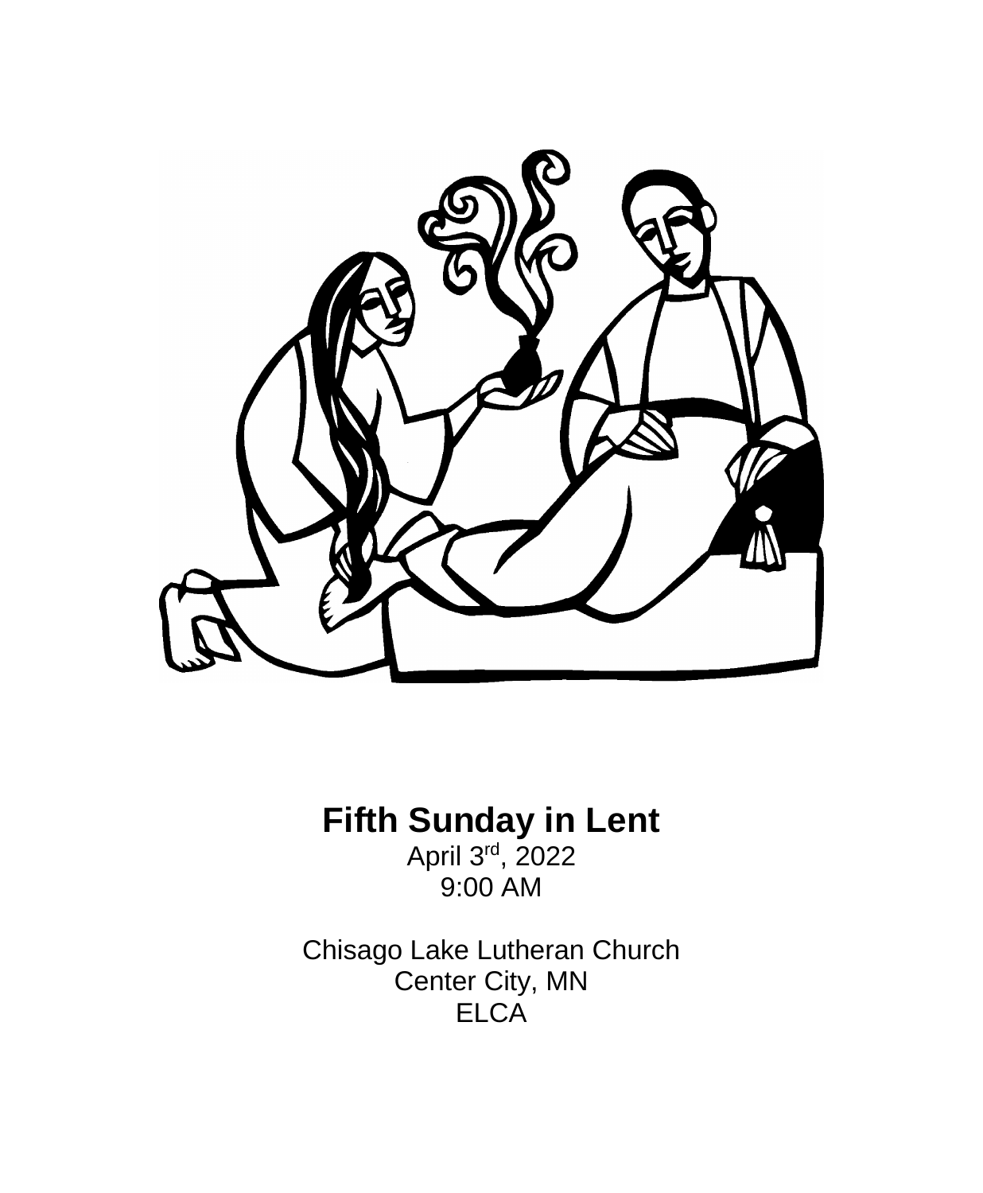# Fifth Sunday in Lent

April 3rd, 2022
9:00 AM

Chisago Lake Lutheran Church
Center City, MN
ELCA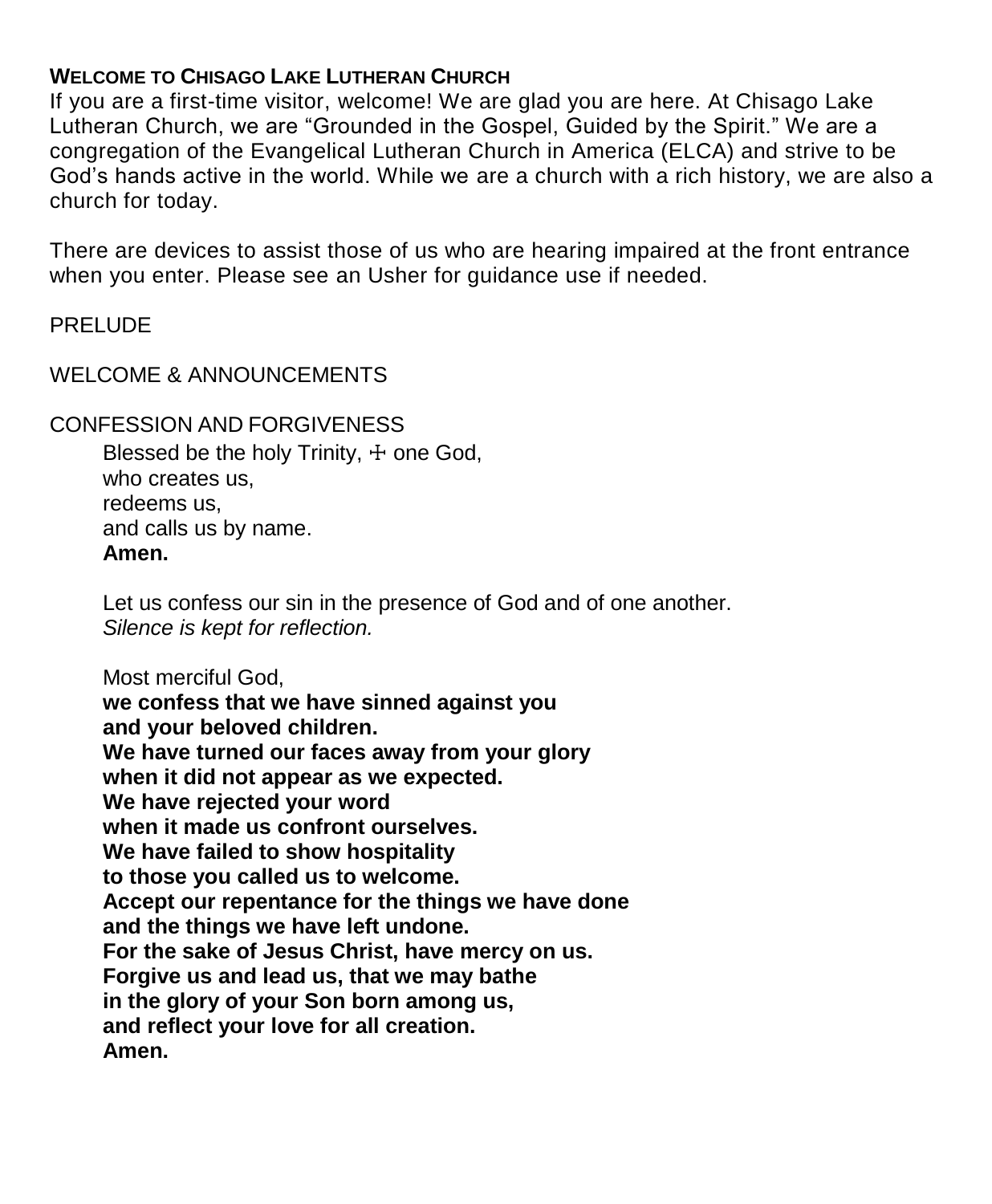**WELCOME TO CHISAGO LAKE LUTHERAN CHURCH**

If you are a first-time visitor, welcome! We are glad you are here. At Chisago Lake Lutheran Church, we are "Grounded in the Gospel, Guided by the Spirit." We are a congregation of the Evangelical Lutheran Church in America (ELCA) and strive to be God's hands active in the world. While we are a church with a rich history, we are also a church for today.

There are devices to assist those of us who are hearing impaired at the front entrance when you enter. Please see an Usher for guidance use if needed.

PRELUDE

WELCOME & ANNOUNCEMENTS

CONFESSION AND FORGIVENESS

Blessed be the holy Trinity, ☩ one God,
who creates us,
redeems us,
and calls us by name.
**Amen.**

Let us confess our sin in the presence of God and of one another.
*Silence is kept for reflection.*

Most merciful God,
**we confess that we have sinned against you**
**and your beloved children.**
**We have turned our faces away from your glory**
**when it did not appear as we expected.**
**We have rejected your word**
**when it made us confront ourselves.**
**We have failed to show hospitality**
**to those you called us to welcome.**
**Accept our repentance for the things we have done**
**and the things we have left undone.**
**For the sake of Jesus Christ, have mercy on us.**
**Forgive us and lead us, that we may bathe**
**in the glory of your Son born among us,**
**and reflect your love for all creation.**
**Amen.**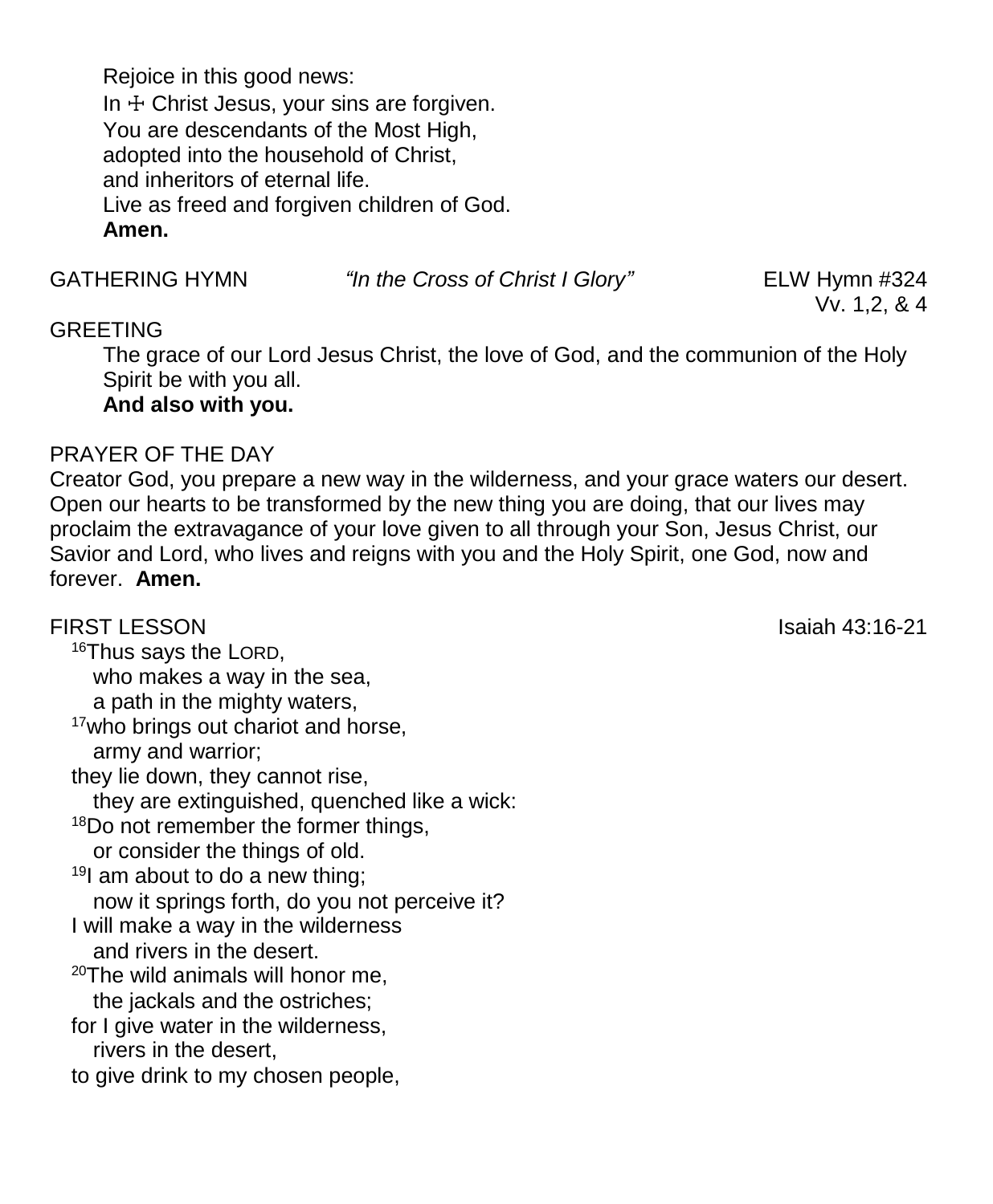Rejoice in this good news:
In ☩ Christ Jesus, your sins are forgiven.
You are descendants of the Most High,
adopted into the household of Christ,
and inheritors of eternal life.
Live as freed and forgiven children of God.
**Amen.**

GATHERING HYMN *"In the Cross of Christ I Glory"* ELW Hymn #324
Vv. 1,2, & 4

GREETING

The grace of our Lord Jesus Christ, the love of God, and the communion of the Holy Spirit be with you all.
**And also with you.**

PRAYER OF THE DAY

Creator God, you prepare a new way in the wilderness, and your grace waters our desert. Open our hearts to be transformed by the new thing you are doing, that our lives may proclaim the extravagance of your love given to all through your Son, Jesus Christ, our Savior and Lord, who lives and reigns with you and the Holy Spirit, one God, now and forever. **Amen.**

FIRST LESSON Isaiah 43:16-21

[16]Thus says the LORD,
who makes a way in the sea,
a path in the mighty waters,
[17]who brings out chariot and horse,
army and warrior;
they lie down, they cannot rise,
they are extinguished, quenched like a wick:
[18]Do not remember the former things,
or consider the things of old.
[19]I am about to do a new thing;
now it springs forth, do you not perceive it?
I will make a way in the wilderness
and rivers in the desert.
[20]The wild animals will honor me,
the jackals and the ostriches;
for I give water in the wilderness,
rivers in the desert,
to give drink to my chosen people,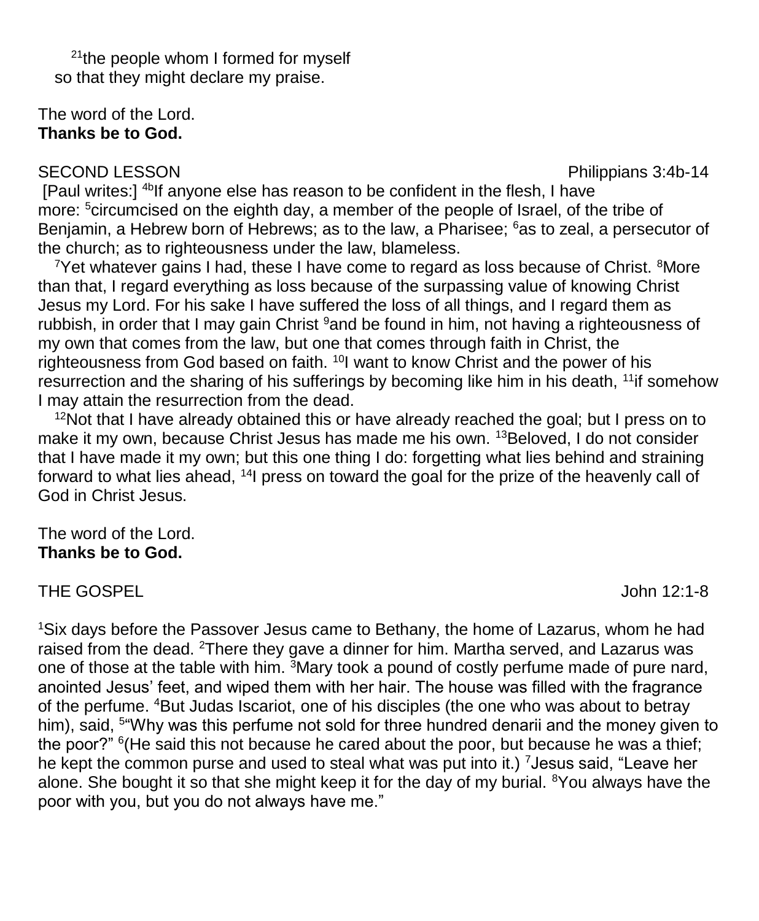[21]the people whom I formed for myself
so that they might declare my praise.

The word of the Lord.
**Thanks be to God.**

SECOND LESSON Philippians 3:4b-14

[Paul writes:] [4b]If anyone else has reason to be confident in the flesh, I have more: [5]circumcised on the eighth day, a member of the people of Israel, of the tribe of Benjamin, a Hebrew born of Hebrews; as to the law, a Pharisee; [6]as to zeal, a persecutor of the church; as to righteousness under the law, blameless.

[7]Yet whatever gains I had, these I have come to regard as loss because of Christ. [8]More than that, I regard everything as loss because of the surpassing value of knowing Christ Jesus my Lord. For his sake I have suffered the loss of all things, and I regard them as rubbish, in order that I may gain Christ [9]and be found in him, not having a righteousness of my own that comes from the law, but one that comes through faith in Christ, the righteousness from God based on faith. [10]I want to know Christ and the power of his resurrection and the sharing of his sufferings by becoming like him in his death, [11]if somehow I may attain the resurrection from the dead.

[12]Not that I have already obtained this or have already reached the goal; but I press on to make it my own, because Christ Jesus has made me his own. [13]Beloved, I do not consider that I have made it my own; but this one thing I do: forgetting what lies behind and straining forward to what lies ahead, [14]I press on toward the goal for the prize of the heavenly call of God in Christ Jesus.

The word of the Lord.
**Thanks be to God.**

THE GOSPEL John 12:1-8

[1]Six days before the Passover Jesus came to Bethany, the home of Lazarus, whom he had raised from the dead. [2]There they gave a dinner for him. Martha served, and Lazarus was one of those at the table with him. [3]Mary took a pound of costly perfume made of pure nard, anointed Jesus' feet, and wiped them with her hair. The house was filled with the fragrance of the perfume. [4]But Judas Iscariot, one of his disciples (the one who was about to betray him), said, [5]"Why was this perfume not sold for three hundred denarii and the money given to the poor?" [6](He said this not because he cared about the poor, but because he was a thief; he kept the common purse and used to steal what was put into it.) [7]Jesus said, "Leave her alone. She bought it so that she might keep it for the day of my burial. [8]You always have the poor with you, but you do not always have me."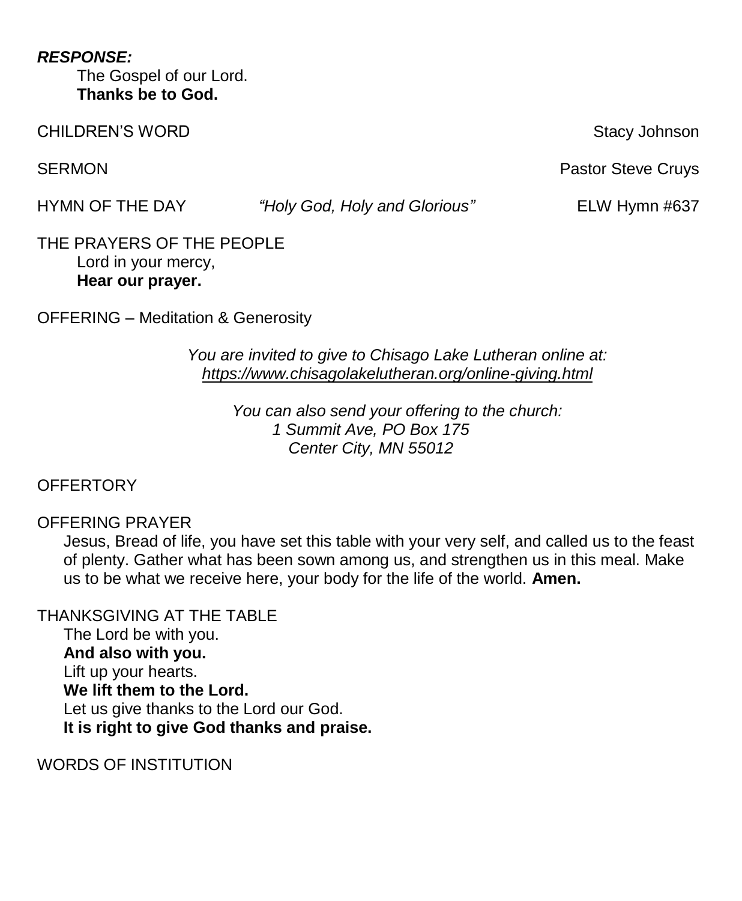***RESPONSE:***

The Gospel of our Lord.
**Thanks be to God.**

CHILDREN'S WORD — Stacy Johnson

SERMON — Pastor Steve Cruys

HYMN OF THE DAY — *"Holy God, Holy and Glorious"* — ELW Hymn #637

THE PRAYERS OF THE PEOPLE

Lord in your mercy,
**Hear our prayer.**

OFFERING – Meditation & Generosity

*You are invited to give to Chisago Lake Lutheran online at:*
*https://www.chisagolakelutheran.org/online-giving.html*

*You can also send your offering to the church:*
*1 Summit Ave, PO Box 175*
*Center City, MN 55012*

OFFERTORY

OFFERING PRAYER

Jesus, Bread of life, you have set this table with your very self, and called us to the feast of plenty. Gather what has been sown among us, and strengthen us in this meal. Make us to be what we receive here, your body for the life of the world. **Amen.**

THANKSGIVING AT THE TABLE

The Lord be with you.
**And also with you.**
Lift up your hearts.
**We lift them to the Lord.**
Let us give thanks to the Lord our God.
**It is right to give God thanks and praise.**

WORDS OF INSTITUTION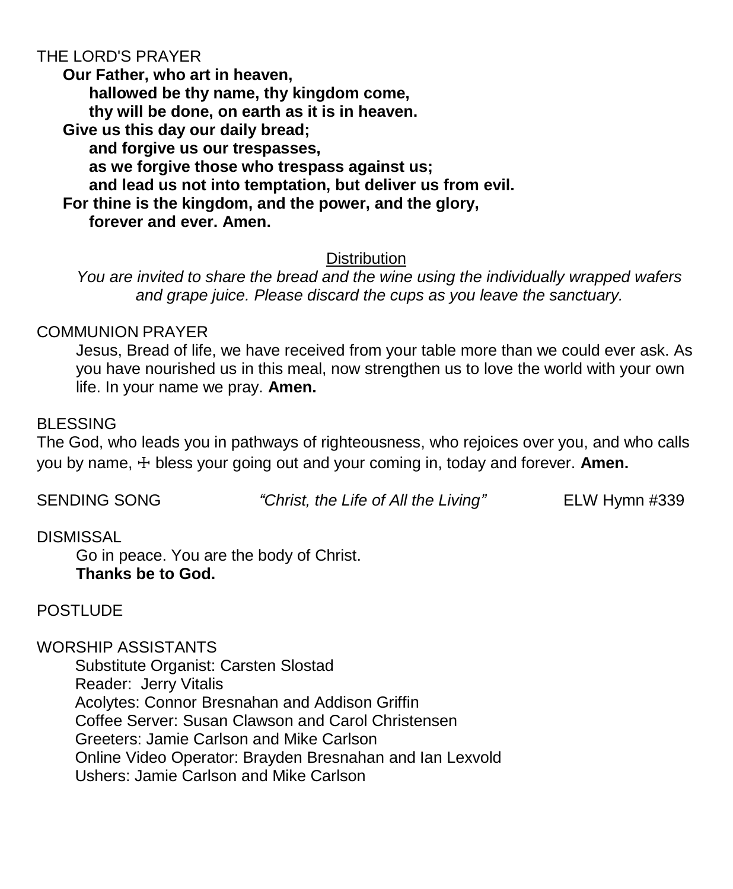THE LORD'S PRAYER

**Our Father, who art in heaven,**
**hallowed be thy name, thy kingdom come,**
**thy will be done, on earth as it is in heaven.**
**Give us this day our daily bread;**
**and forgive us our trespasses,**
**as we forgive those who trespass against us;**
**and lead us not into temptation, but deliver us from evil.**
**For thine is the kingdom, and the power, and the glory,**
**forever and ever. Amen.**

Distribution

*You are invited to share the bread and the wine using the individually wrapped wafers and grape juice. Please discard the cups as you leave the sanctuary.*

COMMUNION PRAYER

Jesus, Bread of life, we have received from your table more than we could ever ask. As you have nourished us in this meal, now strengthen us to love the world with your own life. In your name we pray. **Amen.**

BLESSING

The God, who leads you in pathways of righteousness, who rejoices over you, and who calls you by name, ☩ bless your going out and your coming in, today and forever. **Amen.**

SENDING SONG *"Christ, the Life of All the Living"* ELW Hymn #339

DISMISSAL

Go in peace. You are the body of Christ.
**Thanks be to God.**

POSTLUDE

WORSHIP ASSISTANTS

Substitute Organist: Carsten Slostad
Reader: Jerry Vitalis
Acolytes: Connor Bresnahan and Addison Griffin
Coffee Server: Susan Clawson and Carol Christensen
Greeters: Jamie Carlson and Mike Carlson
Online Video Operator: Brayden Bresnahan and Ian Lexvold
Ushers: Jamie Carlson and Mike Carlson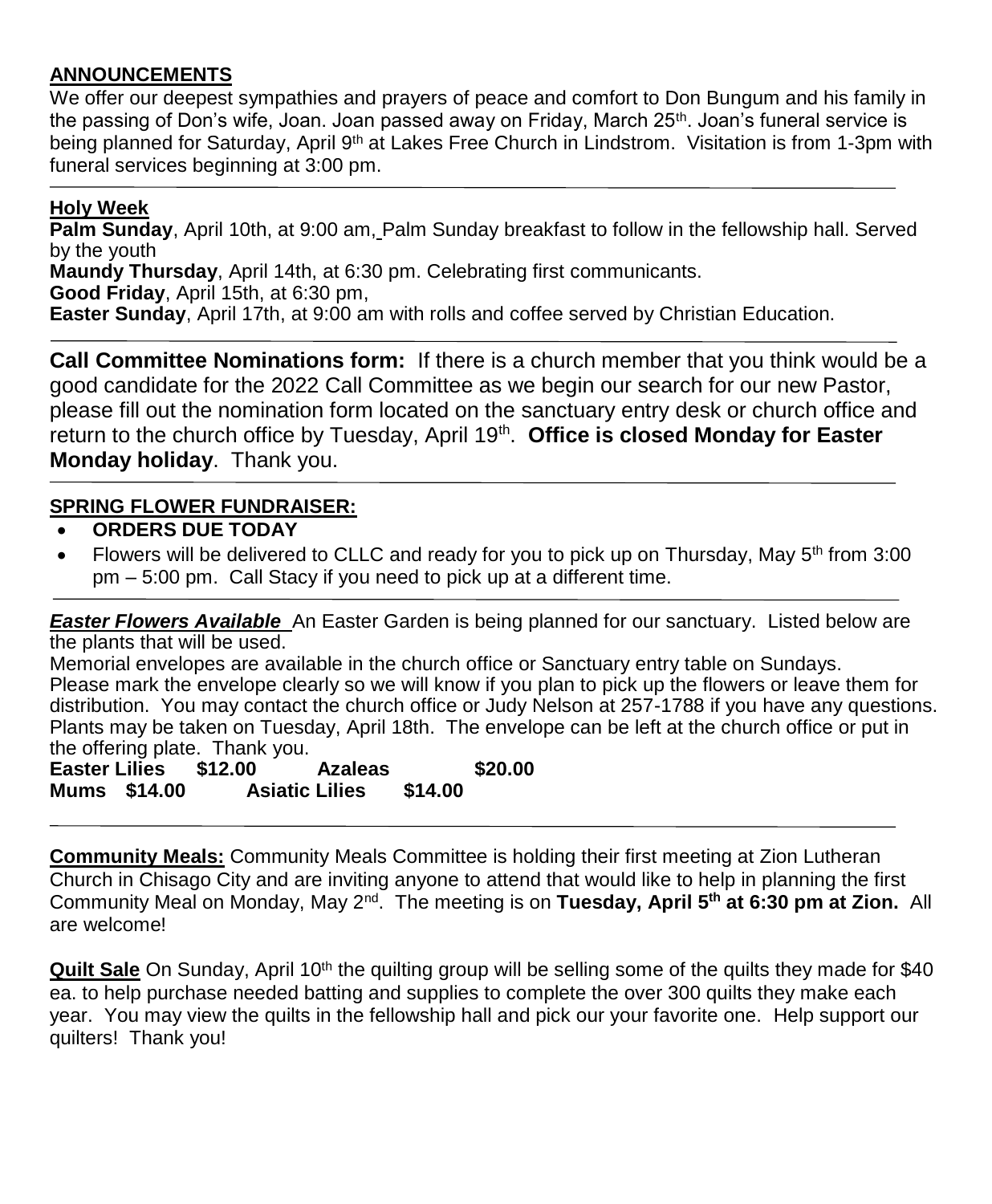## ANNOUNCEMENTS

We offer our deepest sympathies and prayers of peace and comfort to Don Bungum and his family in the passing of Don's wife, Joan. Joan passed away on Friday, March 25th. Joan's funeral service is being planned for Saturday, April 9th at Lakes Free Church in Lindstrom. Visitation is from 1-3pm with funeral services beginning at 3:00 pm.

---

## Holy Week

**Palm Sunday**, April 10th, at 9:00 am, Palm Sunday breakfast to follow in the fellowship hall. Served by the youth
**Maundy Thursday**, April 14th, at 6:30 pm. Celebrating first communicants.
**Good Friday**, April 15th, at 6:30 pm,
**Easter Sunday**, April 17th, at 9:00 am with rolls and coffee served by Christian Education.

---

**Call Committee Nominations form:** If there is a church member that you think would be a good candidate for the 2022 Call Committee as we begin our search for our new Pastor, please fill out the nomination form located on the sanctuary entry desk or church office and return to the church office by Tuesday, April 19th. **Office is closed Monday for Easter Monday holiday**. Thank you.

---

## SPRING FLOWER FUNDRAISER:

- **ORDERS DUE TODAY**
- Flowers will be delivered to CLLC and ready for you to pick up on Thursday, May 5th from 3:00 pm – 5:00 pm. Call Stacy if you need to pick up at a different time.

---

***Easter Flowers Available*** An Easter Garden is being planned for our sanctuary. Listed below are the plants that will be used.
Memorial envelopes are available in the church office or Sanctuary entry table on Sundays.
Please mark the envelope clearly so we will know if you plan to pick up the flowers or leave them for distribution. You may contact the church office or Judy Nelson at 257-1788 if you have any questions.
Plants may be taken on Tuesday, April 18th. The envelope can be left at the church office or put in the offering plate. Thank you.

**Easter Lilies $12.00 Azaleas $20.00**
**Mums $14.00 Asiatic Lilies $14.00**

---

**Community Meals:** Community Meals Committee is holding their first meeting at Zion Lutheran Church in Chisago City and are inviting anyone to attend that would like to help in planning the first Community Meal on Monday, May 2nd. The meeting is on **Tuesday, April 5th at 6:30 pm at Zion.** All are welcome!

**Quilt Sale** On Sunday, April 10th the quilting group will be selling some of the quilts they made for $40 ea. to help purchase needed batting and supplies to complete the over 300 quilts they make each year. You may view the quilts in the fellowship hall and pick our your favorite one. Help support our quilters! Thank you!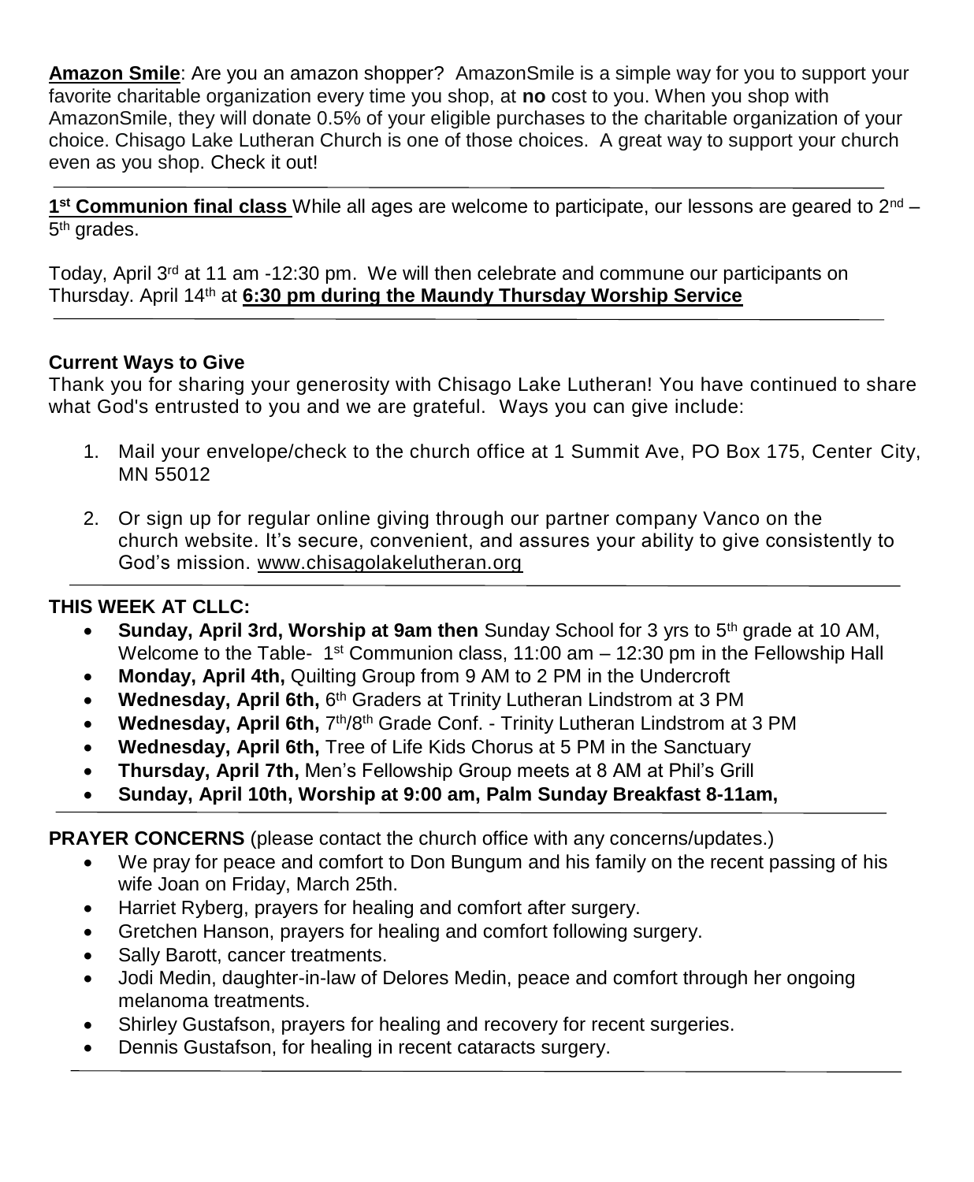**Amazon Smile**: Are you an amazon shopper? AmazonSmile is a simple way for you to support your favorite charitable organization every time you shop, at **no** cost to you. When you shop with AmazonSmile, they will donate 0.5% of your eligible purchases to the charitable organization of your choice. Chisago Lake Lutheran Church is one of those choices. A great way to support your church even as you shop. Check it out!

---

**1st Communion final class** While all ages are welcome to participate, our lessons are geared to 2nd – 5th grades.

Today, April 3rd at 11 am -12:30 pm. We will then celebrate and commune our participants on Thursday. April 14th at **6:30 pm during the Maundy Thursday Worship Service**

---

**Current Ways to Give**

Thank you for sharing your generosity with Chisago Lake Lutheran! You have continued to share what God's entrusted to you and we are grateful. Ways you can give include:

1. Mail your envelope/check to the church office at 1 Summit Ave, PO Box 175, Center City, MN 55012

2. Or sign up for regular online giving through our partner company Vanco on the church website. It's secure, convenient, and assures your ability to give consistently to God's mission. www.chisagolakelutheran.org

---

**THIS WEEK AT CLLC:**

- **Sunday, April 3rd, Worship at 9am then** Sunday School for 3 yrs to 5th grade at 10 AM, Welcome to the Table- 1st Communion class, 11:00 am – 12:30 pm in the Fellowship Hall
- **Monday, April 4th,** Quilting Group from 9 AM to 2 PM in the Undercroft
- **Wednesday, April 6th,** 6th Graders at Trinity Lutheran Lindstrom at 3 PM
- **Wednesday, April 6th,** 7th/8th Grade Conf. - Trinity Lutheran Lindstrom at 3 PM
- **Wednesday, April 6th,** Tree of Life Kids Chorus at 5 PM in the Sanctuary
- **Thursday, April 7th,** Men's Fellowship Group meets at 8 AM at Phil's Grill
- **Sunday, April 10th, Worship at 9:00 am, Palm Sunday Breakfast 8-11am,**

---

**PRAYER CONCERNS** (please contact the church office with any concerns/updates.)

- We pray for peace and comfort to Don Bungum and his family on the recent passing of his wife Joan on Friday, March 25th.
- Harriet Ryberg, prayers for healing and comfort after surgery.
- Gretchen Hanson, prayers for healing and comfort following surgery.
- Sally Barott, cancer treatments.
- Jodi Medin, daughter-in-law of Delores Medin, peace and comfort through her ongoing melanoma treatments.
- Shirley Gustafson, prayers for healing and recovery for recent surgeries.
- Dennis Gustafson, for healing in recent cataracts surgery.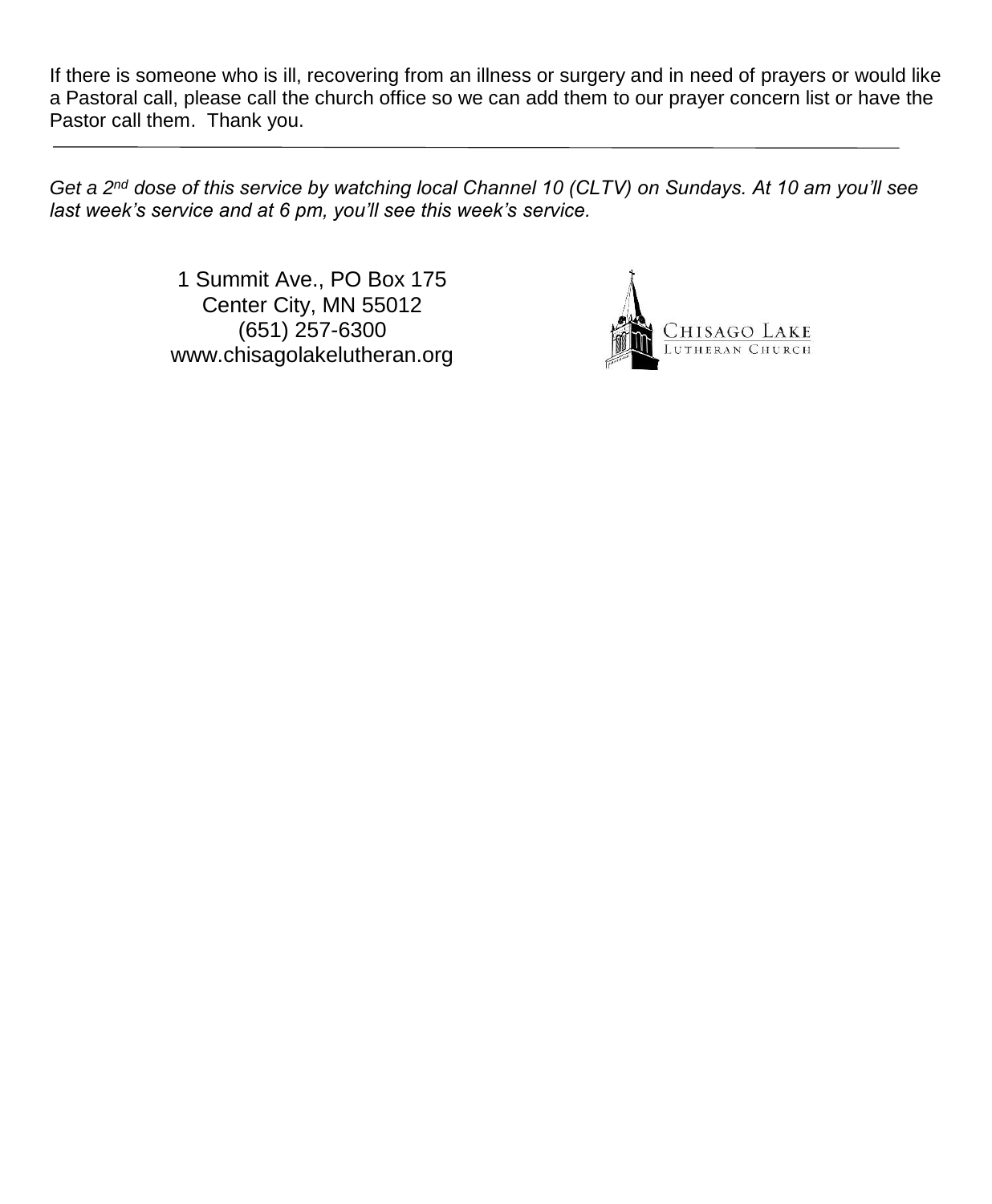If there is someone who is ill, recovering from an illness or surgery and in need of prayers or would like a Pastoral call, please call the church office so we can add them to our prayer concern list or have the Pastor call them. Thank you.

---

*Get a 2nd dose of this service by watching local Channel 10 (CLTV) on Sundays. At 10 am you'll see last week's service and at 6 pm, you'll see this week's service.*

1 Summit Ave., PO Box 175
Center City, MN 55012
(651) 257-6300
www.chisagolakelutheran.org

Chisago Lake
Lutheran Church